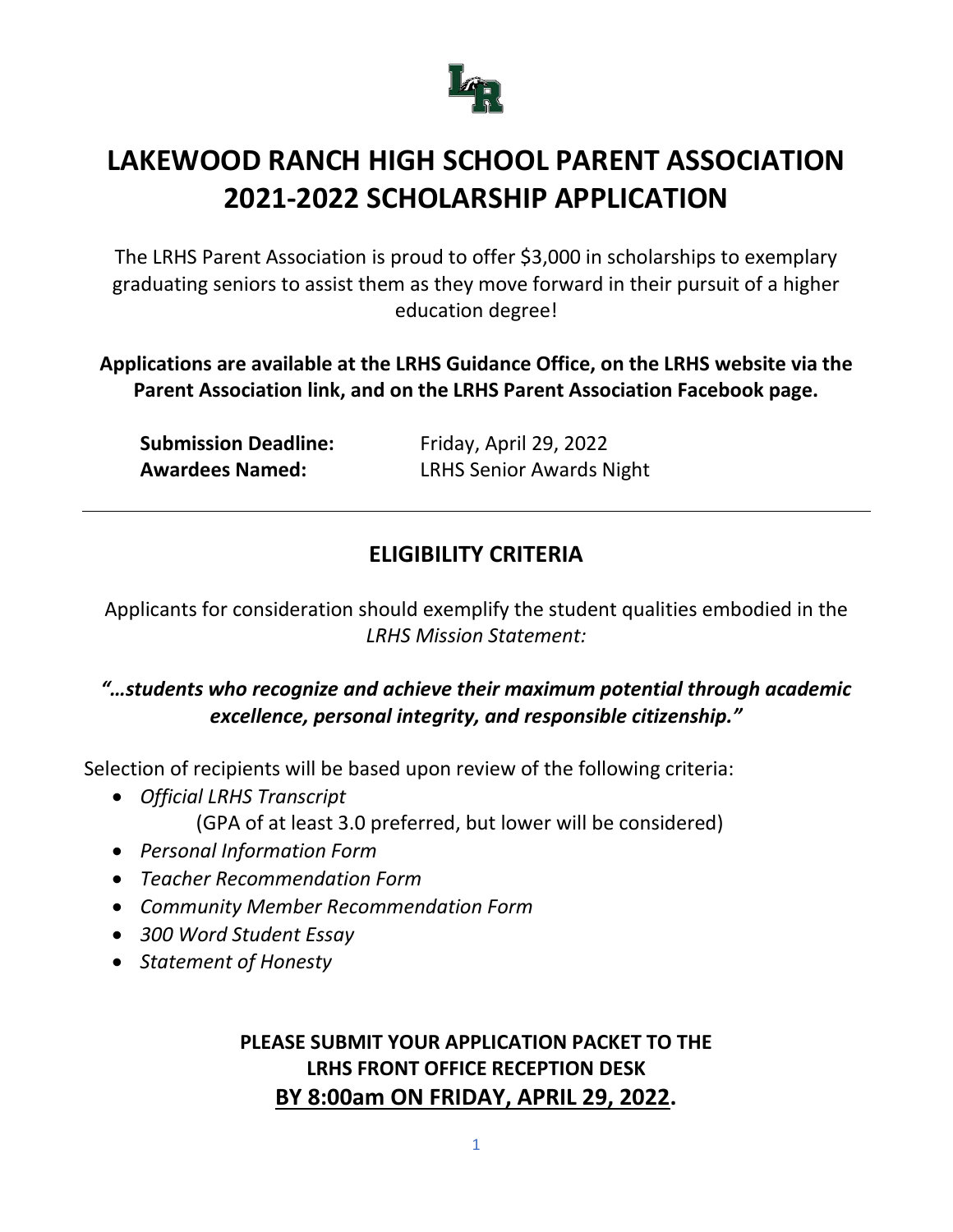# LAKEWOOD RANCH HIGH SCHOOL PARENT ASSOCIATION 2021-2022 SCHOLARSHIP APPLICATION

The LRHS Parent Association is proud to offer $3,000 in scholarships to exemplary graduating seniors to assist them as they move forward in their pursuit of a higher education degree!

**Applications are available at the LRHS Guidance Office, on the LRHS website via the Parent Association link, and on the LRHS Parent Association Facebook page.**

**Submission Deadline:** Friday, April 29, 2022
**Awardees Named:** LRHS Senior Awards Night

---

## ELIGIBILITY CRITERIA

Applicants for consideration should exemplify the student qualities embodied in the *LRHS Mission Statement:*

***"…students who recognize and achieve their maximum potential through academic excellence, personal integrity, and responsible citizenship."***

Selection of recipients will be based upon review of the following criteria:

- *Official LRHS Transcript*
  (GPA of at least 3.0 preferred, but lower will be considered)
- *Personal Information Form*
- *Teacher Recommendation Form*
- *Community Member Recommendation Form*
- *300 Word Student Essay*
- *Statement of Honesty*

**PLEASE SUBMIT YOUR APPLICATION PACKET TO THE LRHS FRONT OFFICE RECEPTION DESK**
**BY 8:00am ON FRIDAY, APRIL 29, 2022.**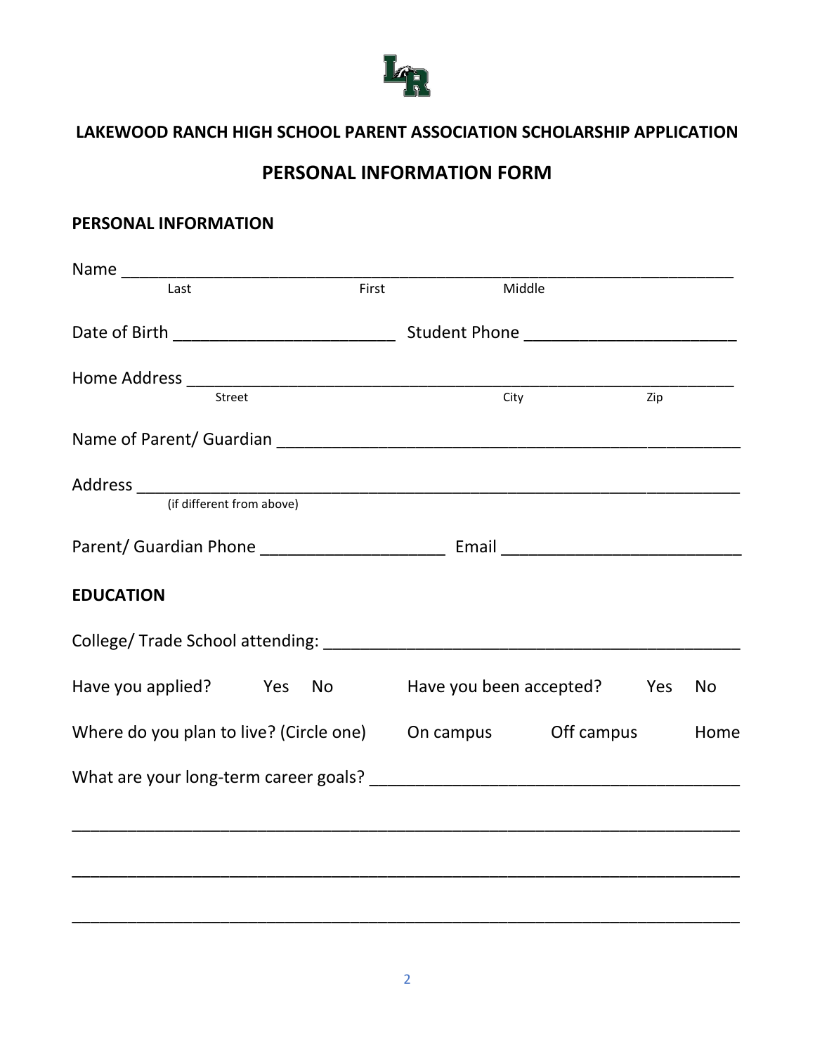# LAKEWOOD RANCH HIGH SCHOOL PARENT ASSOCIATION SCHOLARSHIP APPLICATION

## PERSONAL INFORMATION FORM

### PERSONAL INFORMATION

Name ______________________________________________________________________
Last First Middle

Date of Birth ________________________ Student Phone _______________________

Home Address _______________________________________________________________
Street City Zip

Name of Parent/ Guardian ___________________________________________________

Address ___________________________________________________________________
(if different from above)

Parent/ Guardian Phone ____________________ Email __________________________

### EDUCATION

College/ Trade School attending: ____________________________________________

Have you applied? Yes No Have you been accepted? Yes No

Where do you plan to live? (Circle one) On campus Off campus Home

What are your long-term career goals? _______________________________________

__________________________________________________________________________

__________________________________________________________________________

__________________________________________________________________________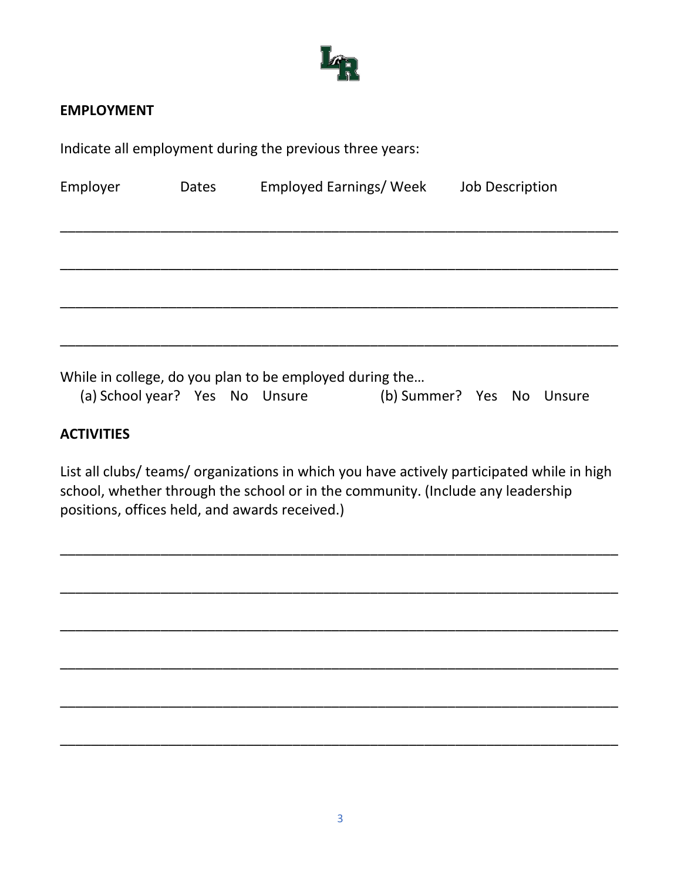**EMPLOYMENT**

Indicate all employment during the previous three years:

Employer    Dates    Employed Earnings/ Week    Job Description

\_\_\_\_\_\_\_\_\_\_\_\_\_\_\_\_\_\_\_\_\_\_\_\_\_\_\_\_\_\_\_\_\_\_\_\_\_\_\_\_\_\_\_\_\_\_\_\_\_\_\_\_\_\_\_\_\_\_\_\_\_\_\_\_\_\_\_\_\_\_

\_\_\_\_\_\_\_\_\_\_\_\_\_\_\_\_\_\_\_\_\_\_\_\_\_\_\_\_\_\_\_\_\_\_\_\_\_\_\_\_\_\_\_\_\_\_\_\_\_\_\_\_\_\_\_\_\_\_\_\_\_\_\_\_\_\_\_\_\_\_

\_\_\_\_\_\_\_\_\_\_\_\_\_\_\_\_\_\_\_\_\_\_\_\_\_\_\_\_\_\_\_\_\_\_\_\_\_\_\_\_\_\_\_\_\_\_\_\_\_\_\_\_\_\_\_\_\_\_\_\_\_\_\_\_\_\_\_\_\_\_

\_\_\_\_\_\_\_\_\_\_\_\_\_\_\_\_\_\_\_\_\_\_\_\_\_\_\_\_\_\_\_\_\_\_\_\_\_\_\_\_\_\_\_\_\_\_\_\_\_\_\_\_\_\_\_\_\_\_\_\_\_\_\_\_\_\_\_\_\_\_

While in college, do you plan to be employed during the…

(a) School year?   Yes   No   Unsure        (b) Summer?   Yes   No   Unsure

**ACTIVITIES**

List all clubs/ teams/ organizations in which you have actively participated while in high school, whether through the school or in the community. (Include any leadership positions, offices held, and awards received.)

\_\_\_\_\_\_\_\_\_\_\_\_\_\_\_\_\_\_\_\_\_\_\_\_\_\_\_\_\_\_\_\_\_\_\_\_\_\_\_\_\_\_\_\_\_\_\_\_\_\_\_\_\_\_\_\_\_\_\_\_\_\_\_\_\_\_\_\_\_\_

\_\_\_\_\_\_\_\_\_\_\_\_\_\_\_\_\_\_\_\_\_\_\_\_\_\_\_\_\_\_\_\_\_\_\_\_\_\_\_\_\_\_\_\_\_\_\_\_\_\_\_\_\_\_\_\_\_\_\_\_\_\_\_\_\_\_\_\_\_\_

\_\_\_\_\_\_\_\_\_\_\_\_\_\_\_\_\_\_\_\_\_\_\_\_\_\_\_\_\_\_\_\_\_\_\_\_\_\_\_\_\_\_\_\_\_\_\_\_\_\_\_\_\_\_\_\_\_\_\_\_\_\_\_\_\_\_\_\_\_\_

\_\_\_\_\_\_\_\_\_\_\_\_\_\_\_\_\_\_\_\_\_\_\_\_\_\_\_\_\_\_\_\_\_\_\_\_\_\_\_\_\_\_\_\_\_\_\_\_\_\_\_\_\_\_\_\_\_\_\_\_\_\_\_\_\_\_\_\_\_\_

\_\_\_\_\_\_\_\_\_\_\_\_\_\_\_\_\_\_\_\_\_\_\_\_\_\_\_\_\_\_\_\_\_\_\_\_\_\_\_\_\_\_\_\_\_\_\_\_\_\_\_\_\_\_\_\_\_\_\_\_\_\_\_\_\_\_\_\_\_\_

\_\_\_\_\_\_\_\_\_\_\_\_\_\_\_\_\_\_\_\_\_\_\_\_\_\_\_\_\_\_\_\_\_\_\_\_\_\_\_\_\_\_\_\_\_\_\_\_\_\_\_\_\_\_\_\_\_\_\_\_\_\_\_\_\_\_\_\_\_\_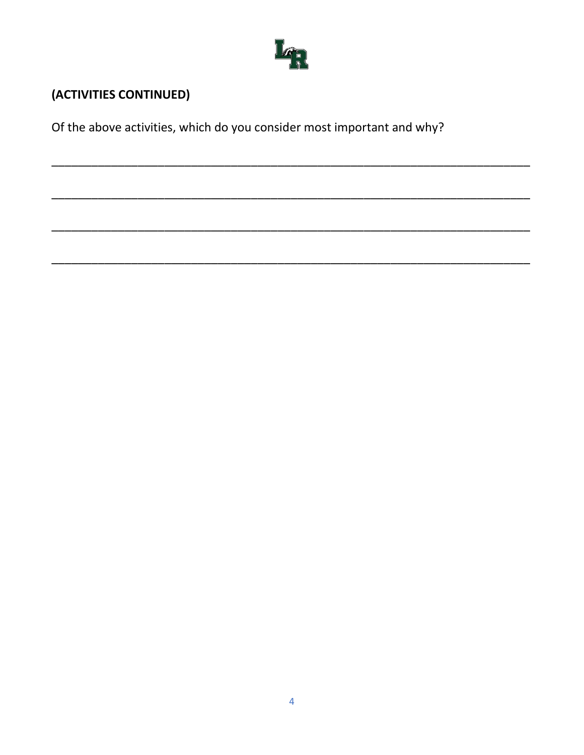**(ACTIVITIES CONTINUED)**

Of the above activities, which do you consider most important and why?

\_\_\_\_\_\_\_\_\_\_\_\_\_\_\_\_\_\_\_\_\_\_\_\_\_\_\_\_\_\_\_\_\_\_\_\_\_\_\_\_\_\_\_\_\_\_\_\_\_\_\_\_\_\_\_\_\_\_\_\_\_\_\_\_\_\_\_\_\_\_\_\_\_\_\_\_

\_\_\_\_\_\_\_\_\_\_\_\_\_\_\_\_\_\_\_\_\_\_\_\_\_\_\_\_\_\_\_\_\_\_\_\_\_\_\_\_\_\_\_\_\_\_\_\_\_\_\_\_\_\_\_\_\_\_\_\_\_\_\_\_\_\_\_\_\_\_\_\_\_\_\_\_

\_\_\_\_\_\_\_\_\_\_\_\_\_\_\_\_\_\_\_\_\_\_\_\_\_\_\_\_\_\_\_\_\_\_\_\_\_\_\_\_\_\_\_\_\_\_\_\_\_\_\_\_\_\_\_\_\_\_\_\_\_\_\_\_\_\_\_\_\_\_\_\_\_\_\_\_

\_\_\_\_\_\_\_\_\_\_\_\_\_\_\_\_\_\_\_\_\_\_\_\_\_\_\_\_\_\_\_\_\_\_\_\_\_\_\_\_\_\_\_\_\_\_\_\_\_\_\_\_\_\_\_\_\_\_\_\_\_\_\_\_\_\_\_\_\_\_\_\_\_\_\_\_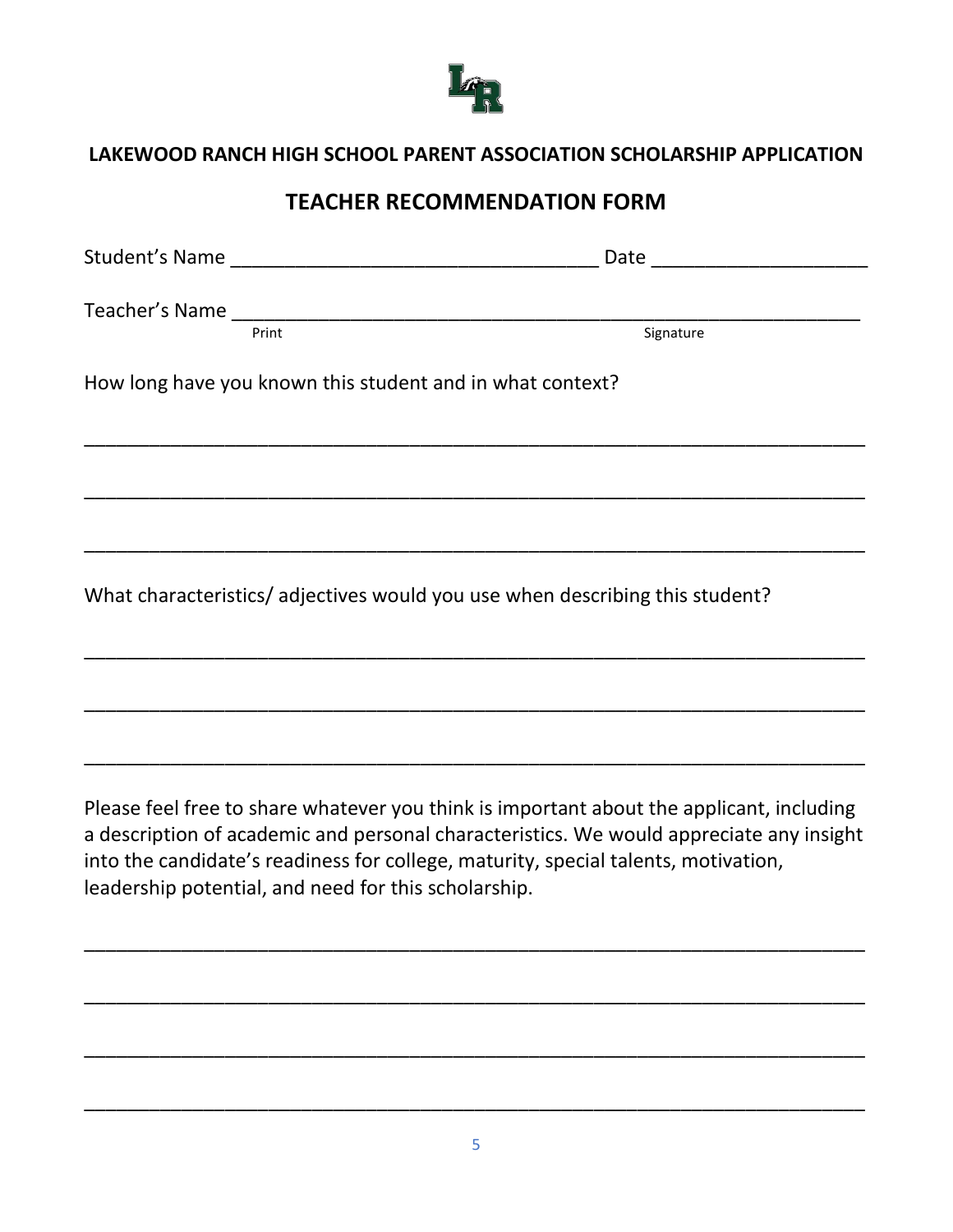**LAKEWOOD RANCH HIGH SCHOOL PARENT ASSOCIATION SCHOLARSHIP APPLICATION**

## TEACHER RECOMMENDATION FORM

Student's Name ________________________________ Date __________________

Teacher's Name ________________________________________________________
Print                                                                                                                Signature

How long have you known this student and in what context?

___________________________________________________________________

___________________________________________________________________

___________________________________________________________________

What characteristics/ adjectives would you use when describing this student?

___________________________________________________________________

___________________________________________________________________

___________________________________________________________________

Please feel free to share whatever you think is important about the applicant, including a description of academic and personal characteristics. We would appreciate any insight into the candidate's readiness for college, maturity, special talents, motivation, leadership potential, and need for this scholarship.

___________________________________________________________________

___________________________________________________________________

___________________________________________________________________

___________________________________________________________________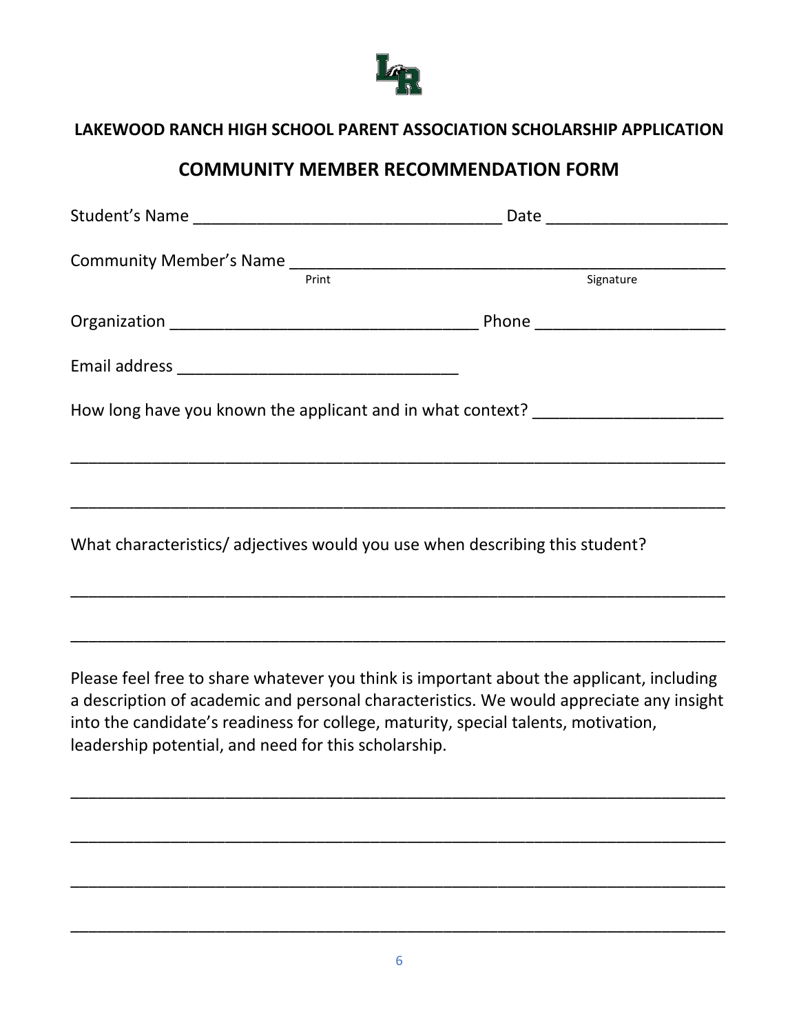**LAKEWOOD RANCH HIGH SCHOOL PARENT ASSOCIATION SCHOLARSHIP APPLICATION**

## COMMUNITY MEMBER RECOMMENDATION FORM

Student's Name _________________________________ Date ___________________

Community Member's Name ________________________________________________
Print Signature

Organization _________________________________ Phone ____________________

Email address ______________________________

How long have you known the applicant and in what context? ____________________

______________________________________________________________________

______________________________________________________________________

What characteristics/ adjectives would you use when describing this student?

______________________________________________________________________

______________________________________________________________________

Please feel free to share whatever you think is important about the applicant, including a description of academic and personal characteristics. We would appreciate any insight into the candidate's readiness for college, maturity, special talents, motivation, leadership potential, and need for this scholarship.

______________________________________________________________________

______________________________________________________________________

______________________________________________________________________

______________________________________________________________________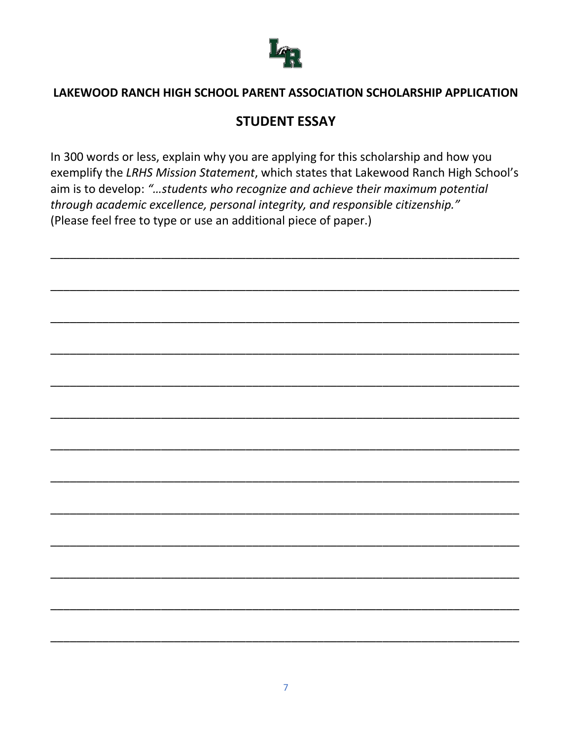**LAKEWOOD RANCH HIGH SCHOOL PARENT ASSOCIATION SCHOLARSHIP APPLICATION**

## STUDENT ESSAY

In 300 words or less, explain why you are applying for this scholarship and how you exemplify the *LRHS Mission Statement*, which states that Lakewood Ranch High School's aim is to develop: *"…students who recognize and achieve their maximum potential through academic excellence, personal integrity, and responsible citizenship."* (Please feel free to type or use an additional piece of paper.)

\_\_\_\_\_\_\_\_\_\_\_\_\_\_\_\_\_\_\_\_\_\_\_\_\_\_\_\_\_\_\_\_\_\_\_\_\_\_\_\_\_\_\_\_\_\_\_\_\_\_\_\_\_\_\_\_\_\_\_\_\_\_\_\_\_\_\_\_\_\_\_\_

\_\_\_\_\_\_\_\_\_\_\_\_\_\_\_\_\_\_\_\_\_\_\_\_\_\_\_\_\_\_\_\_\_\_\_\_\_\_\_\_\_\_\_\_\_\_\_\_\_\_\_\_\_\_\_\_\_\_\_\_\_\_\_\_\_\_\_\_\_\_\_\_

\_\_\_\_\_\_\_\_\_\_\_\_\_\_\_\_\_\_\_\_\_\_\_\_\_\_\_\_\_\_\_\_\_\_\_\_\_\_\_\_\_\_\_\_\_\_\_\_\_\_\_\_\_\_\_\_\_\_\_\_\_\_\_\_\_\_\_\_\_\_\_\_

\_\_\_\_\_\_\_\_\_\_\_\_\_\_\_\_\_\_\_\_\_\_\_\_\_\_\_\_\_\_\_\_\_\_\_\_\_\_\_\_\_\_\_\_\_\_\_\_\_\_\_\_\_\_\_\_\_\_\_\_\_\_\_\_\_\_\_\_\_\_\_\_

\_\_\_\_\_\_\_\_\_\_\_\_\_\_\_\_\_\_\_\_\_\_\_\_\_\_\_\_\_\_\_\_\_\_\_\_\_\_\_\_\_\_\_\_\_\_\_\_\_\_\_\_\_\_\_\_\_\_\_\_\_\_\_\_\_\_\_\_\_\_\_\_

\_\_\_\_\_\_\_\_\_\_\_\_\_\_\_\_\_\_\_\_\_\_\_\_\_\_\_\_\_\_\_\_\_\_\_\_\_\_\_\_\_\_\_\_\_\_\_\_\_\_\_\_\_\_\_\_\_\_\_\_\_\_\_\_\_\_\_\_\_\_\_\_

\_\_\_\_\_\_\_\_\_\_\_\_\_\_\_\_\_\_\_\_\_\_\_\_\_\_\_\_\_\_\_\_\_\_\_\_\_\_\_\_\_\_\_\_\_\_\_\_\_\_\_\_\_\_\_\_\_\_\_\_\_\_\_\_\_\_\_\_\_\_\_\_

\_\_\_\_\_\_\_\_\_\_\_\_\_\_\_\_\_\_\_\_\_\_\_\_\_\_\_\_\_\_\_\_\_\_\_\_\_\_\_\_\_\_\_\_\_\_\_\_\_\_\_\_\_\_\_\_\_\_\_\_\_\_\_\_\_\_\_\_\_\_\_\_

\_\_\_\_\_\_\_\_\_\_\_\_\_\_\_\_\_\_\_\_\_\_\_\_\_\_\_\_\_\_\_\_\_\_\_\_\_\_\_\_\_\_\_\_\_\_\_\_\_\_\_\_\_\_\_\_\_\_\_\_\_\_\_\_\_\_\_\_\_\_\_\_

\_\_\_\_\_\_\_\_\_\_\_\_\_\_\_\_\_\_\_\_\_\_\_\_\_\_\_\_\_\_\_\_\_\_\_\_\_\_\_\_\_\_\_\_\_\_\_\_\_\_\_\_\_\_\_\_\_\_\_\_\_\_\_\_\_\_\_\_\_\_\_\_

\_\_\_\_\_\_\_\_\_\_\_\_\_\_\_\_\_\_\_\_\_\_\_\_\_\_\_\_\_\_\_\_\_\_\_\_\_\_\_\_\_\_\_\_\_\_\_\_\_\_\_\_\_\_\_\_\_\_\_\_\_\_\_\_\_\_\_\_\_\_\_\_

\_\_\_\_\_\_\_\_\_\_\_\_\_\_\_\_\_\_\_\_\_\_\_\_\_\_\_\_\_\_\_\_\_\_\_\_\_\_\_\_\_\_\_\_\_\_\_\_\_\_\_\_\_\_\_\_\_\_\_\_\_\_\_\_\_\_\_\_\_\_\_\_

\_\_\_\_\_\_\_\_\_\_\_\_\_\_\_\_\_\_\_\_\_\_\_\_\_\_\_\_\_\_\_\_\_\_\_\_\_\_\_\_\_\_\_\_\_\_\_\_\_\_\_\_\_\_\_\_\_\_\_\_\_\_\_\_\_\_\_\_\_\_\_\_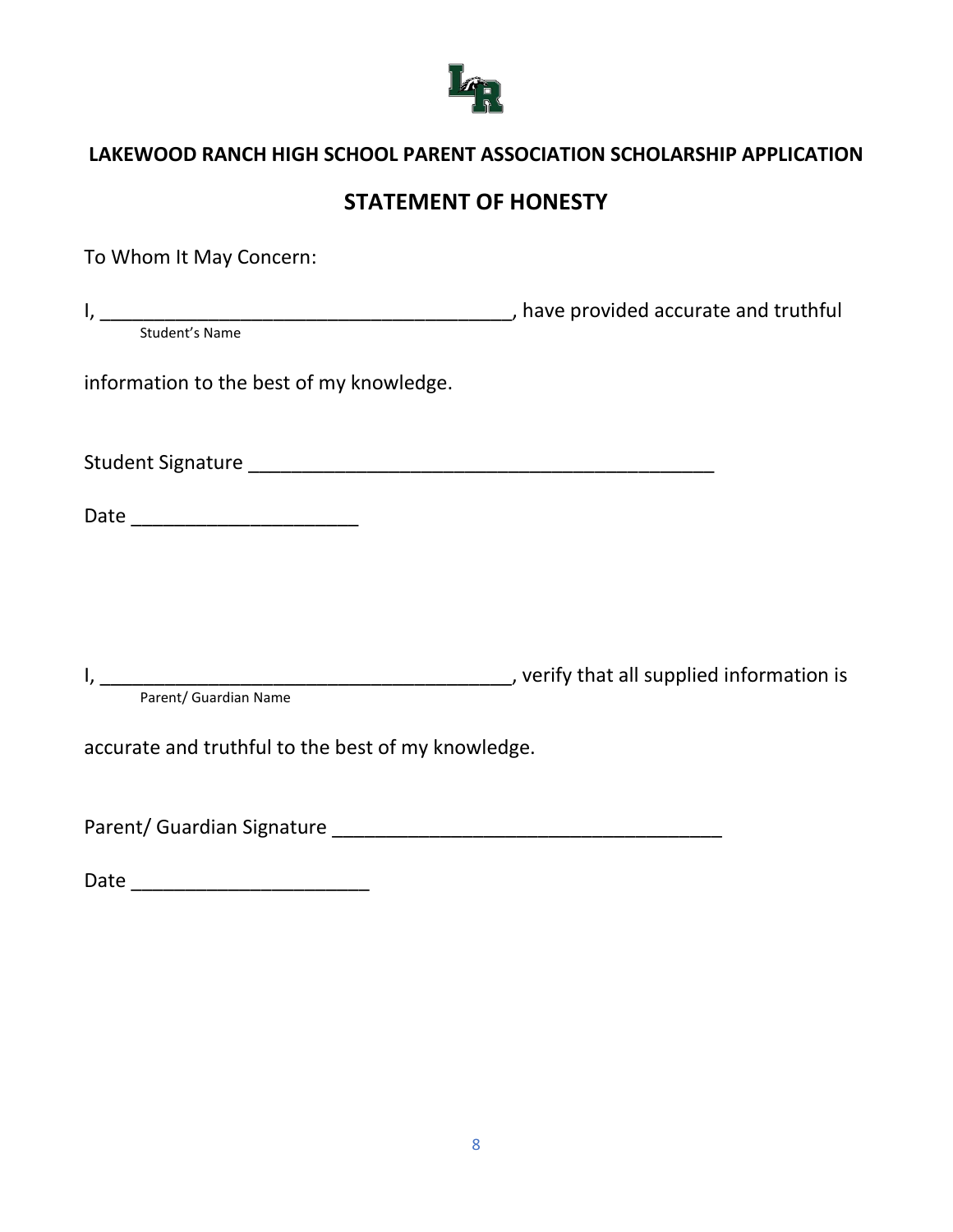**LAKEWOOD RANCH HIGH SCHOOL PARENT ASSOCIATION SCHOLARSHIP APPLICATION**

## STATEMENT OF HONESTY

To Whom It May Concern:

I, ______________________________________, have provided accurate and truthful
Student's Name

information to the best of my knowledge.

Student Signature ____________________________________________

Date _____________________

I, ______________________________________, verify that all supplied information is
Parent/ Guardian Name

accurate and truthful to the best of my knowledge.

Parent/ Guardian Signature ___________________________________

Date ______________________